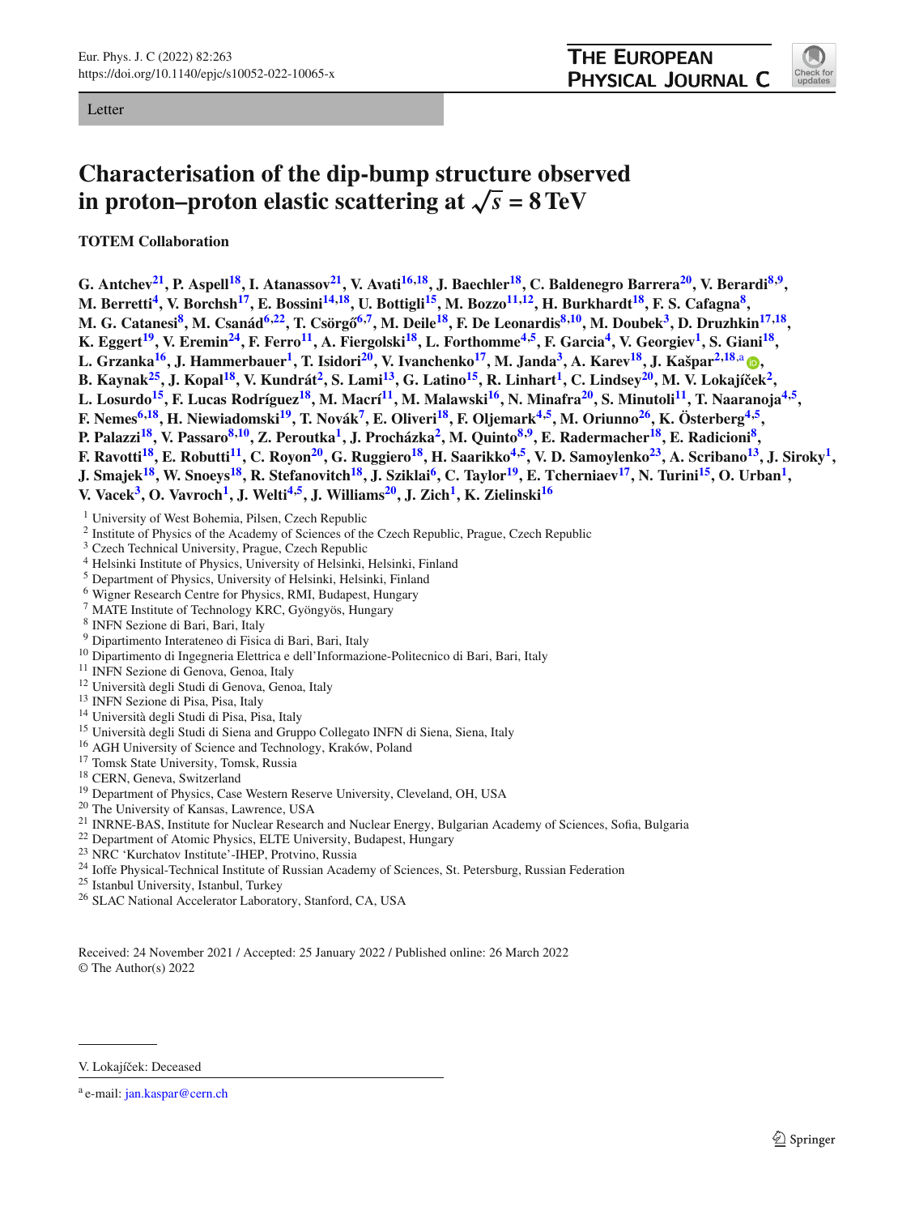Letter

# Characterisation of the dip-bump structure observed in proton–proton elastic scattering at $\sqrt{s} = 8$ TeV

**TOTEM Collaboration**

**G. Antchev**[21], **P. Aspell**[18], **I. Atanassov**[21], **V. Avati**[16,18], **J. Baechler**[18], **C. Baldenegro Barrera**[20], **V. Berardi**[8,9], **M. Berretti**[4], **V. Borchsh**[17], **E. Bossini**[14,18], **U. Bottigli**[15], **M. Bozzo**[11,12], **H. Burkhardt**[18], **F. S. Cafagna**[8], **M. G. Catanesi**[8], **M. Csanád**[6,22], **T. Csörgő**[6,7], **M. Deile**[18], **F. De Leonardis**[8,10], **M. Doubek**[3], **D. Druzhkin**[17,18], **K. Eggert**[19], **V. Eremin**[24], **F. Ferro**[11], **A. Fiergolski**[18], **L. Forthomme**[4,5], **F. Garcia**[4], **V. Georgiev**[1], **S. Giani**[18], **L. Grzanka**[16], **J. Hammerbauer**[1], **T. Isidori**[20], **V. Ivanchenko**[17], **M. Janda**[3], **A. Karev**[18], **J. Kašpar**[2,18,a], **B. Kaynak**[25], **J. Kopal**[18], **V. Kundrát**[2], **S. Lami**[13], **G. Latino**[15], **R. Linhart**[1], **C. Lindsey**[20], **M. V. Lokajíček**[2], **L. Losurdo**[15], **F. Lucas Rodríguez**[18], **M. Macrí**[11], **M. Malawski**[16], **N. Minafra**[20], **S. Minutoli**[11], **T. Naaranoja**[4,5], **F. Nemes**[6,18], **H. Niewiadomski**[19], **T. Novák**[7], **E. Oliveri**[18], **F. Oljemark**[4,5], **M. Oriunno**[26], **K. Österberg**[4,5], **P. Palazzi**[18], **V. Passaro**[8,10], **Z. Peroutka**[1], **J. Procházka**[2], **M. Quinto**[8,9], **E. Radermacher**[18], **E. Radicioni**[8], **F. Ravotti**[18], **E. Robutti**[11], **C. Royon**[20], **G. Ruggiero**[18], **H. Saarikko**[4,5], **V. D. Samoylenko**[23], **A. Scribano**[13], **J. Siroky**[1], **J. Smajek**[18], **W. Snoeys**[18], **R. Stefanovitch**[18], **J. Sziklai**[6], **C. Taylor**[19], **E. Tcherniaev**[17], **N. Turini**[15], **O. Urban**[1], **V. Vacek**[3], **O. Vavroch**[1], **J. Welti**[4,5], **J. Williams**[20], **J. Zich**[1], **K. Zielinski**[16]

[1] University of West Bohemia, Pilsen, Czech Republic
[2] Institute of Physics of the Academy of Sciences of the Czech Republic, Prague, Czech Republic
[3] Czech Technical University, Prague, Czech Republic
[4] Helsinki Institute of Physics, University of Helsinki, Helsinki, Finland
[5] Department of Physics, University of Helsinki, Helsinki, Finland
[6] Wigner Research Centre for Physics, RMI, Budapest, Hungary
[7] MATE Institute of Technology KRC, Gyöngyös, Hungary
[8] INFN Sezione di Bari, Bari, Italy
[9] Dipartimento Interateneo di Fisica di Bari, Bari, Italy
[10] Dipartimento di Ingegneria Elettrica e dell'Informazione-Politecnico di Bari, Bari, Italy
[11] INFN Sezione di Genova, Genoa, Italy
[12] Università degli Studi di Genova, Genoa, Italy
[13] INFN Sezione di Pisa, Pisa, Italy
[14] Università degli Studi di Pisa, Pisa, Italy
[15] Università degli Studi di Siena and Gruppo Collegato INFN di Siena, Siena, Italy
[16] AGH University of Science and Technology, Kraków, Poland
[17] Tomsk State University, Tomsk, Russia
[18] CERN, Geneva, Switzerland
[19] Department of Physics, Case Western Reserve University, Cleveland, OH, USA
[20] The University of Kansas, Lawrence, USA
[21] INRNE-BAS, Institute for Nuclear Research and Nuclear Energy, Bulgarian Academy of Sciences, Sofia, Bulgaria
[22] Department of Atomic Physics, ELTE University, Budapest, Hungary
[23] NRC 'Kurchatov Institute'-IHEP, Protvino, Russia
[24] Ioffe Physical-Technical Institute of Russian Academy of Sciences, St. Petersburg, Russian Federation
[25] Istanbul University, Istanbul, Turkey
[26] SLAC National Accelerator Laboratory, Stanford, CA, USA

Received: 24 November 2021 / Accepted: 25 January 2022 / Published online: 26 March 2022
© The Author(s) 2022

V. Lokajíček: Deceased

[a] e-mail: jan.kaspar@cern.ch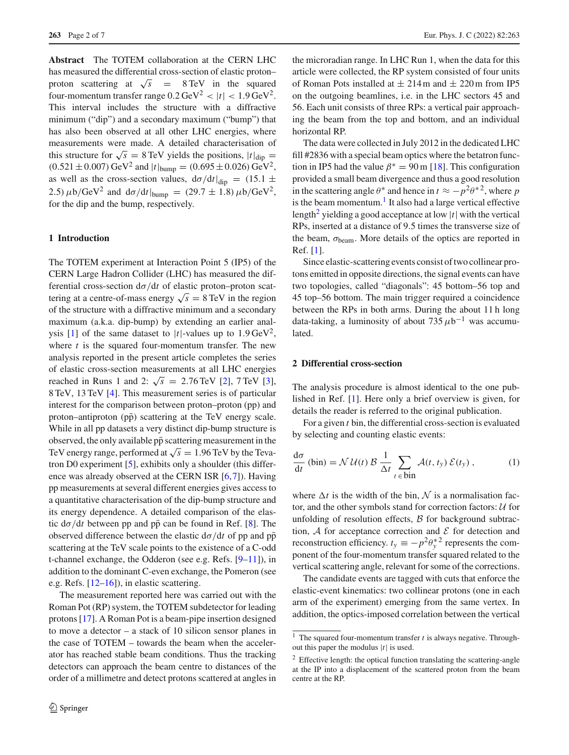**Abstract** The TOTEM collaboration at the CERN LHC has measured the differential cross-section of elastic proton–proton scattering at $\sqrt{s} = 8\,\text{TeV}$ in the squared four-momentum transfer range $0.2\,\text{GeV}^2 < |t| < 1.9\,\text{GeV}^2$. This interval includes the structure with a diffractive minimum ("dip") and a secondary maximum ("bump") that has also been observed at all other LHC energies, where measurements were made. A detailed characterisation of this structure for $\sqrt{s} = 8\,\text{TeV}$ yields the positions, $|t|_{\text{dip}} = (0.521 \pm 0.007)\,\text{GeV}^2$ and $|t|_{\text{bump}} = (0.695 \pm 0.026)\,\text{GeV}^2$, as well as the cross-section values, $\text{d}\sigma/\text{d}t|_{\text{dip}} = (15.1 \pm 2.5)\,\mu\text{b/GeV}^2$ and $\text{d}\sigma/\text{d}t|_{\text{bump}} = (29.7 \pm 1.8)\,\mu\text{b/GeV}^2$, for the dip and the bump, respectively.

## 1 Introduction

The TOTEM experiment at Interaction Point 5 (IP5) of the CERN Large Hadron Collider (LHC) has measured the differential cross-section $\text{d}\sigma/\text{d}t$ of elastic proton–proton scattering at a centre-of-mass energy $\sqrt{s} = 8\,\text{TeV}$ in the region of the structure with a diffractive minimum and a secondary maximum (a.k.a. dip-bump) by extending an earlier analysis [1] of the same dataset to $|t|$-values up to $1.9\,\text{GeV}^2$, where $t$ is the squared four-momentum transfer. The new analysis reported in the present article completes the series of elastic cross-section measurements at all LHC energies reached in Runs 1 and 2: $\sqrt{s} = 2.76\,\text{TeV}$ [2], 7 TeV [3], 8 TeV, 13 TeV [4]. This measurement series is of particular interest for the comparison between proton–proton (pp) and proton–antiproton ($\text{p}\bar{\text{p}}$) scattering at the TeV energy scale. While in all pp datasets a very distinct dip-bump structure is observed, the only available $\text{p}\bar{\text{p}}$ scattering measurement in the TeV energy range, performed at $\sqrt{s} = 1.96\,\text{TeV}$ by the Tevatron D0 experiment [5], exhibits only a shoulder (this difference was already observed at the CERN ISR [6,7]). Having pp measurements at several different energies gives access to a quantitative characterisation of the dip-bump structure and its energy dependence. A detailed comparison of the elastic $\text{d}\sigma/\text{d}t$ between pp and $\text{p}\bar{\text{p}}$ can be found in Ref. [8]. The observed difference between the elastic $\text{d}\sigma/\text{d}t$ of pp and $\text{p}\bar{\text{p}}$ scattering at the TeV scale points to the existence of a C-odd t-channel exchange, the Odderon (see e.g. Refs. [9–11]), in addition to the dominant C-even exchange, the Pomeron (see e.g. Refs. [12–16]), in elastic scattering.

The measurement reported here was carried out with the Roman Pot (RP) system, the TOTEM subdetector for leading protons [17]. A Roman Pot is a beam-pipe insertion designed to move a detector – a stack of 10 silicon sensor planes in the case of TOTEM – towards the beam when the accelerator has reached stable beam conditions. Thus the tracking detectors can approach the beam centre to distances of the order of a millimetre and detect protons scattered at angles in the microradian range. In LHC Run 1, when the data for this article were collected, the RP system consisted of four units of Roman Pots installed at ± 214 m and ± 220 m from IP5 on the outgoing beamlines, i.e. in the LHC sectors 45 and 56. Each unit consists of three RPs: a vertical pair approaching the beam from the top and bottom, and an individual horizontal RP.

The data were collected in July 2012 in the dedicated LHC fill #2836 with a special beam optics where the betatron function in IP5 had the value $\beta^* = 90\,\text{m}$ [18]. This configuration provided a small beam divergence and thus a good resolution in the scattering angle $\theta^*$ and hence in $t \approx -p^2\theta^{*2}$, where $p$ is the beam momentum.[1] It also had a large vertical effective length[2] yielding a good acceptance at low $|t|$ with the vertical RPs, inserted at a distance of 9.5 times the transverse size of the beam, $\sigma_{\text{beam}}$. More details of the optics are reported in Ref. [1].

Since elastic-scattering events consist of two collinear protons emitted in opposite directions, the signal events can have two topologies, called "diagonals": 45 bottom–56 top and 45 top–56 bottom. The main trigger required a coincidence between the RPs in both arms. During the about 11 h long data-taking, a luminosity of about $735\,\mu\text{b}^{-1}$ was accumulated.

## 2 Differential cross-section

The analysis procedure is almost identical to the one published in Ref. [1]. Here only a brief overview is given, for details the reader is referred to the original publication.

For a given $t$ bin, the differential cross-section is evaluated by selecting and counting elastic events:

$$\frac{\text{d}\sigma}{\text{d}t}(\text{bin}) = \mathcal{N}\,\mathcal{U}(t)\,\mathcal{B}\,\frac{1}{\Delta t}\sum_{t\,\in\,\text{bin}}\mathcal{A}(t, t_y)\,\mathcal{E}(t_y)\,, \tag{1}$$

where $\Delta t$ is the width of the bin, $\mathcal{N}$ is a normalisation factor, and the other symbols stand for correction factors: $\mathcal{U}$ for unfolding of resolution effects, $\mathcal{B}$ for background subtraction, $\mathcal{A}$ for acceptance correction and $\mathcal{E}$ for detection and reconstruction efficiency. $t_y \equiv -p^2\theta_y^{*2}$ represents the component of the four-momentum transfer squared related to the vertical scattering angle, relevant for some of the corrections.

The candidate events are tagged with cuts that enforce the elastic-event kinematics: two collinear protons (one in each arm of the experiment) emerging from the same vertex. In addition, the optics-imposed correlation between the vertical

---

[1] The squared four-momentum transfer $t$ is always negative. Throughout this paper the modulus $|t|$ is used.

[2] Effective length: the optical function translating the scattering-angle at the IP into a displacement of the scattered proton from the beam centre at the RP.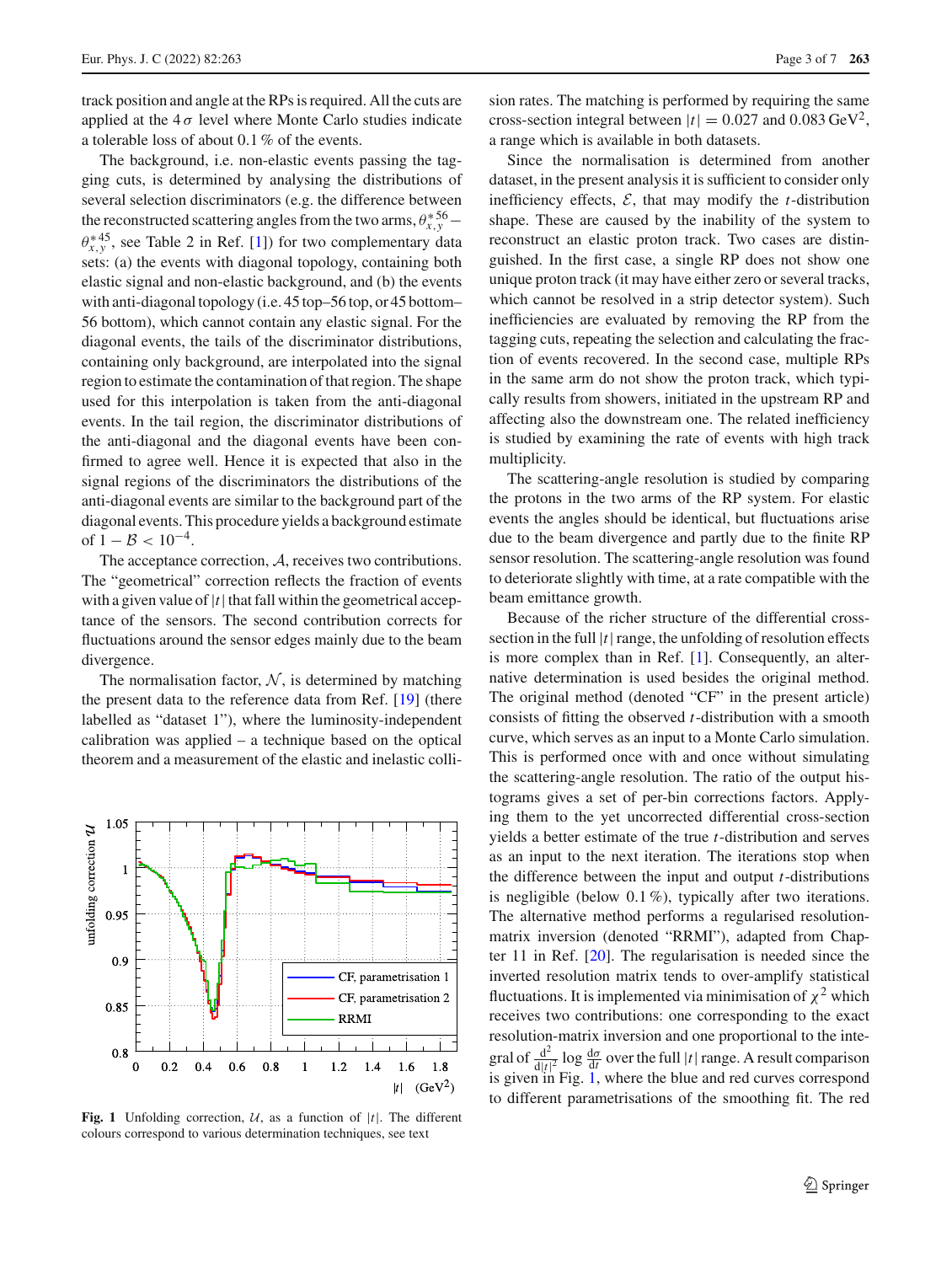track position and angle at the RPs is required. All the cuts are applied at the $4\,\sigma$ level where Monte Carlo studies indicate a tolerable loss of about 0.1 % of the events.

The background, i.e. non-elastic events passing the tagging cuts, is determined by analysing the distributions of several selection discriminators (e.g. the difference between the reconstructed scattering angles from the two arms, $\theta^{*56}_{x,y} - \theta^{*45}_{x,y}$, see Table 2 in Ref. [1]) for two complementary data sets: (a) the events with diagonal topology, containing both elastic signal and non-elastic background, and (b) the events with anti-diagonal topology (i.e. 45 top–56 top, or 45 bottom–56 bottom), which cannot contain any elastic signal. For the diagonal events, the tails of the discriminator distributions, containing only background, are interpolated into the signal region to estimate the contamination of that region. The shape used for this interpolation is taken from the anti-diagonal events. In the tail region, the discriminator distributions of the anti-diagonal and the diagonal events have been confirmed to agree well. Hence it is expected that also in the signal regions of the discriminators the distributions of the anti-diagonal events are similar to the background part of the diagonal events. This procedure yields a background estimate of $1 - \mathcal{B} < 10^{-4}$.

The acceptance correction, $\mathcal{A}$, receives two contributions. The "geometrical" correction reflects the fraction of events with a given value of $|t|$ that fall within the geometrical acceptance of the sensors. The second contribution corrects for fluctuations around the sensor edges mainly due to the beam divergence.

The normalisation factor, $\mathcal{N}$, is determined by matching the present data to the reference data from Ref. [19] (there labelled as "dataset 1"), where the luminosity-independent calibration was applied – a technique based on the optical theorem and a measurement of the elastic and inelastic collision rates. The matching is performed by requiring the same cross-section integral between $|t| = 0.027$ and $0.083\,\text{GeV}^2$, a range which is available in both datasets.

Since the normalisation is determined from another dataset, in the present analysis it is sufficient to consider only inefficiency effects, $\mathcal{E}$, that may modify the $t$-distribution shape. These are caused by the inability of the system to reconstruct an elastic proton track. Two cases are distinguished. In the first case, a single RP does not show one unique proton track (it may have either zero or several tracks, which cannot be resolved in a strip detector system). Such inefficiencies are evaluated by removing the RP from the tagging cuts, repeating the selection and calculating the fraction of events recovered. In the second case, multiple RPs in the same arm do not show the proton track, which typically results from showers, initiated in the upstream RP and affecting also the downstream one. The related inefficiency is studied by examining the rate of events with high track multiplicity.

The scattering-angle resolution is studied by comparing the protons in the two arms of the RP system. For elastic events the angles should be identical, but fluctuations arise due to the beam divergence and partly due to the finite RP sensor resolution. The scattering-angle resolution was found to deteriorate slightly with time, at a rate compatible with the beam emittance growth.

Because of the richer structure of the differential cross-section in the full $|t|$ range, the unfolding of resolution effects is more complex than in Ref. [1]. Consequently, an alternative determination is used besides the original method. The original method (denoted "CF" in the present article) consists of fitting the observed $t$-distribution with a smooth curve, which serves as an input to a Monte Carlo simulation. This is performed once with and once without simulating the scattering-angle resolution. The ratio of the output histograms gives a set of per-bin corrections factors. Applying them to the yet uncorrected differential cross-section yields a better estimate of the true $t$-distribution and serves as an input to the next iteration. The iterations stop when the difference between the input and output $t$-distributions is negligible (below 0.1 %), typically after two iterations. The alternative method performs a regularised resolution-matrix inversion (denoted "RRMI"), adapted from Chapter 11 in Ref. [20]. The regularisation is needed since the inverted resolution matrix tends to over-amplify statistical fluctuations. It is implemented via minimisation of $\chi^2$ which receives two contributions: one corresponding to the exact resolution-matrix inversion and one proportional to the integral of $\frac{\mathrm{d}^2}{\mathrm{d}|t|^2} \log \frac{\mathrm{d}\sigma}{\mathrm{d}t}$ over the full $|t|$ range. A result comparison is given in Fig. 1, where the blue and red curves correspond to different parametrisations of the smoothing fit. The red

**Fig. 1** Unfolding correction, $\mathcal{U}$, as a function of $|t|$. The different colours correspond to various determination techniques, see text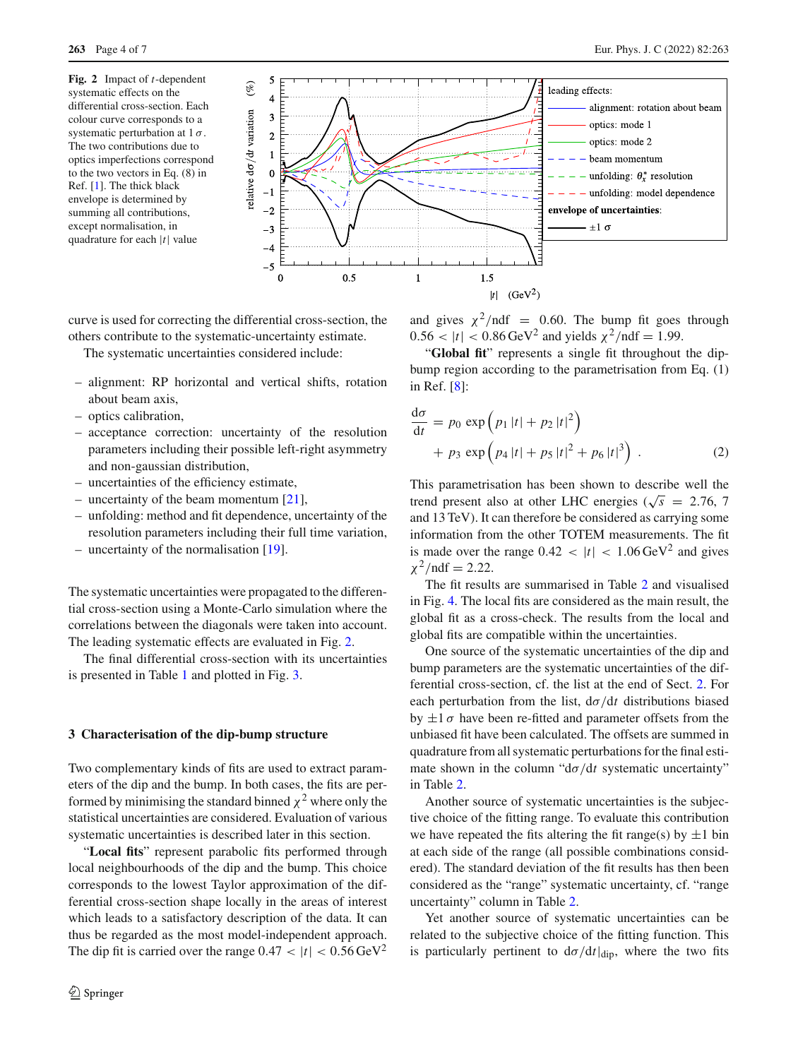**Fig. 2** Impact of $t$-dependent systematic effects on the differential cross-section. Each colour curve corresponds to a systematic perturbation at $1\,\sigma$. The two contributions due to optics imperfections correspond to the two vectors in Eq. (8) in Ref. [1]. The thick black envelope is determined by summing all contributions, except normalisation, in quadrature for each $|t|$ value

curve is used for correcting the differential cross-section, the others contribute to the systematic-uncertainty estimate.

The systematic uncertainties considered include:

- alignment: RP horizontal and vertical shifts, rotation about beam axis,
- optics calibration,
- acceptance correction: uncertainty of the resolution parameters including their possible left-right asymmetry and non-gaussian distribution,
- uncertainties of the efficiency estimate,
- uncertainty of the beam momentum [21],
- unfolding: method and fit dependence, uncertainty of the resolution parameters including their full time variation,
- uncertainty of the normalisation [19].

The systematic uncertainties were propagated to the differential cross-section using a Monte-Carlo simulation where the correlations between the diagonals were taken into account. The leading systematic effects are evaluated in Fig. 2.

The final differential cross-section with its uncertainties is presented in Table 1 and plotted in Fig. 3.

## 3 Characterisation of the dip-bump structure

Two complementary kinds of fits are used to extract parameters of the dip and the bump. In both cases, the fits are performed by minimising the standard binned $\chi^2$ where only the statistical uncertainties are considered. Evaluation of various systematic uncertainties is described later in this section.

"**Local fits**" represent parabolic fits performed through local neighbourhoods of the dip and the bump. This choice corresponds to the lowest Taylor approximation of the differential cross-section shape locally in the areas of interest which leads to a satisfactory description of the data. It can thus be regarded as the most model-independent approach. The dip fit is carried over the range $0.47 < |t| < 0.56\,\mathrm{GeV}^2$ and gives $\chi^2/\mathrm{ndf} = 0.60$. The bump fit goes through $0.56 < |t| < 0.86\,\mathrm{GeV}^2$ and yields $\chi^2/\mathrm{ndf} = 1.99$.

"**Global fit**" represents a single fit throughout the dip-bump region according to the parametrisation from Eq. (1) in Ref. [8]:

$$\frac{\mathrm{d}\sigma}{\mathrm{d}t} = p_0 \exp\left(p_1\,|t| + p_2\,|t|^2\right) + p_3 \exp\left(p_4\,|t| + p_5\,|t|^2 + p_6\,|t|^3\right) . \tag{2}$$

This parametrisation has been shown to describe well the trend present also at other LHC energies ($\sqrt{s} = 2.76$, 7 and 13 TeV). It can therefore be considered as carrying some information from the other TOTEM measurements. The fit is made over the range $0.42 < |t| < 1.06\,\mathrm{GeV}^2$ and gives $\chi^2/\mathrm{ndf} = 2.22$.

The fit results are summarised in Table 2 and visualised in Fig. 4. The local fits are considered as the main result, the global fit as a cross-check. The results from the local and global fits are compatible within the uncertainties.

One source of the systematic uncertainties of the dip and bump parameters are the systematic uncertainties of the differential cross-section, cf. the list at the end of Sect. 2. For each perturbation from the list, $\mathrm{d}\sigma/\mathrm{d}t$ distributions biased by $\pm 1\,\sigma$ have been re-fitted and parameter offsets from the unbiased fit have been calculated. The offsets are summed in quadrature from all systematic perturbations for the final estimate shown in the column "$\mathrm{d}\sigma/\mathrm{d}t$ systematic uncertainty" in Table 2.

Another source of systematic uncertainties is the subjective choice of the fitting range. To evaluate this contribution we have repeated the fits altering the fit range(s) by $\pm 1$ bin at each side of the range (all possible combinations considered). The standard deviation of the fit results has then been considered as the "range" systematic uncertainty, cf. "range uncertainty" column in Table 2.

Yet another source of systematic uncertainties can be related to the subjective choice of the fitting function. This is particularly pertinent to $\mathrm{d}\sigma/\mathrm{d}t|_{\mathrm{dip}}$, where the two fits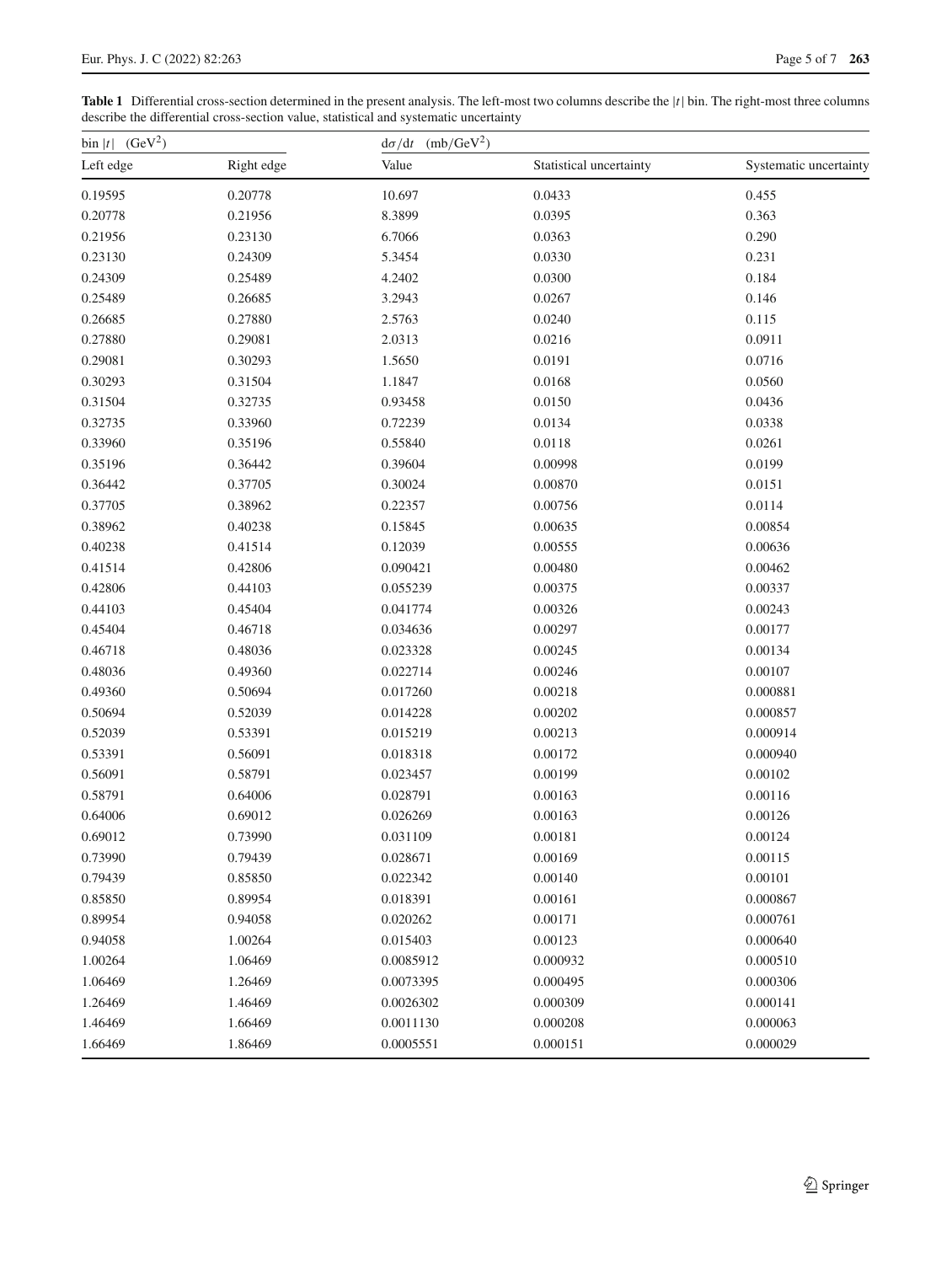**Table 1** Differential cross-section determined in the present analysis. The left-most two columns describe the $|t|$ bin. The right-most three columns describe the differential cross-section value, statistical and systematic uncertainty

| bin $\lvert t\rvert$ (GeV$^2$) | | $\mathrm{d}\sigma/\mathrm{d}t$ (mb/GeV$^2$) | | |
|---|---|---|---|---|
| Left edge | Right edge | Value | Statistical uncertainty | Systematic uncertainty |
| 0.19595 | 0.20778 | 10.697 | 0.0433 | 0.455 |
| 0.20778 | 0.21956 | 8.3899 | 0.0395 | 0.363 |
| 0.21956 | 0.23130 | 6.7066 | 0.0363 | 0.290 |
| 0.23130 | 0.24309 | 5.3454 | 0.0330 | 0.231 |
| 0.24309 | 0.25489 | 4.2402 | 0.0300 | 0.184 |
| 0.25489 | 0.26685 | 3.2943 | 0.0267 | 0.146 |
| 0.26685 | 0.27880 | 2.5763 | 0.0240 | 0.115 |
| 0.27880 | 0.29081 | 2.0313 | 0.0216 | 0.0911 |
| 0.29081 | 0.30293 | 1.5650 | 0.0191 | 0.0716 |
| 0.30293 | 0.31504 | 1.1847 | 0.0168 | 0.0560 |
| 0.31504 | 0.32735 | 0.93458 | 0.0150 | 0.0436 |
| 0.32735 | 0.33960 | 0.72239 | 0.0134 | 0.0338 |
| 0.33960 | 0.35196 | 0.55840 | 0.0118 | 0.0261 |
| 0.35196 | 0.36442 | 0.39604 | 0.00998 | 0.0199 |
| 0.36442 | 0.37705 | 0.30024 | 0.00870 | 0.0151 |
| 0.37705 | 0.38962 | 0.22357 | 0.00756 | 0.0114 |
| 0.38962 | 0.40238 | 0.15845 | 0.00635 | 0.00854 |
| 0.40238 | 0.41514 | 0.12039 | 0.00555 | 0.00636 |
| 0.41514 | 0.42806 | 0.090421 | 0.00480 | 0.00462 |
| 0.42806 | 0.44103 | 0.055239 | 0.00375 | 0.00337 |
| 0.44103 | 0.45404 | 0.041774 | 0.00326 | 0.00243 |
| 0.45404 | 0.46718 | 0.034636 | 0.00297 | 0.00177 |
| 0.46718 | 0.48036 | 0.023328 | 0.00245 | 0.00134 |
| 0.48036 | 0.49360 | 0.022714 | 0.00246 | 0.00107 |
| 0.49360 | 0.50694 | 0.017260 | 0.00218 | 0.000881 |
| 0.50694 | 0.52039 | 0.014228 | 0.00202 | 0.000857 |
| 0.52039 | 0.53391 | 0.015219 | 0.00213 | 0.000914 |
| 0.53391 | 0.56091 | 0.018318 | 0.00172 | 0.000940 |
| 0.56091 | 0.58791 | 0.023457 | 0.00199 | 0.00102 |
| 0.58791 | 0.64006 | 0.028791 | 0.00163 | 0.00116 |
| 0.64006 | 0.69012 | 0.026269 | 0.00163 | 0.00126 |
| 0.69012 | 0.73990 | 0.031109 | 0.00181 | 0.00124 |
| 0.73990 | 0.79439 | 0.028671 | 0.00169 | 0.00115 |
| 0.79439 | 0.85850 | 0.022342 | 0.00140 | 0.00101 |
| 0.85850 | 0.89954 | 0.018391 | 0.00161 | 0.000867 |
| 0.89954 | 0.94058 | 0.020262 | 0.00171 | 0.000761 |
| 0.94058 | 1.00264 | 0.015403 | 0.00123 | 0.000640 |
| 1.00264 | 1.06469 | 0.0085912 | 0.000932 | 0.000510 |
| 1.06469 | 1.26469 | 0.0073395 | 0.000495 | 0.000306 |
| 1.26469 | 1.46469 | 0.0026302 | 0.000309 | 0.000141 |
| 1.46469 | 1.66469 | 0.0011130 | 0.000208 | 0.000063 |
| 1.66469 | 1.86469 | 0.0005551 | 0.000151 | 0.000029 |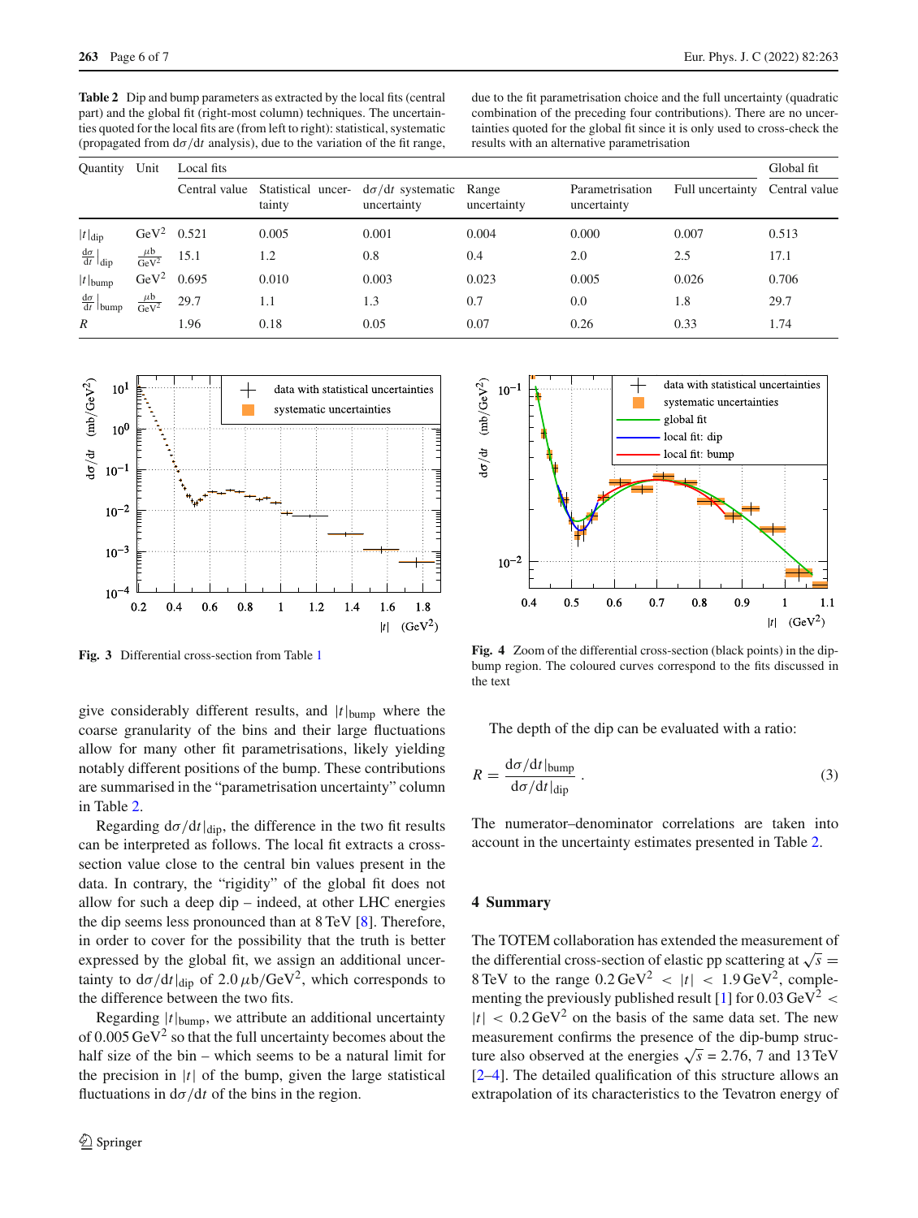**Table 2** Dip and bump parameters as extracted by the local fits (central part) and the global fit (right-most column) techniques. The uncertainties quoted for the local fits are (from left to right): statistical, systematic (propagated from $\mathrm{d}\sigma/\mathrm{d}t$ analysis), due to the variation of the fit range, due to the fit parametrisation choice and the full uncertainty (quadratic combination of the preceding four contributions). There are no uncertainties quoted for the global fit since it is only used to cross-check the results with an alternative parametrisation

| Quantity | Unit | Local fits | | | | | | Global fit |
|---|---|---|---|---|---|---|---|---|
| | | Central value | Statistical uncertainty | $\mathrm{d}\sigma/\mathrm{d}t$ systematic uncertainty | Range uncertainty | Parametrisation uncertainty | Full uncertainty | Central value |
| $\|t\|_{\mathrm{dip}}$ | $\mathrm{GeV}^2$ | 0.521 | 0.005 | 0.001 | 0.004 | 0.000 | 0.007 | 0.513 |
| $\frac{\mathrm{d}\sigma}{\mathrm{d}t}\big\|_{\mathrm{dip}}$ | $\frac{\mu\mathrm{b}}{\mathrm{GeV}^2}$ | 15.1 | 1.2 | 0.8 | 0.4 | 2.0 | 2.5 | 17.1 |
| $\|t\|_{\mathrm{bump}}$ | $\mathrm{GeV}^2$ | 0.695 | 0.010 | 0.003 | 0.023 | 0.005 | 0.026 | 0.706 |
| $\frac{\mathrm{d}\sigma}{\mathrm{d}t}\big\|_{\mathrm{bump}}$ | $\frac{\mu\mathrm{b}}{\mathrm{GeV}^2}$ | 29.7 | 1.1 | 1.3 | 0.7 | 0.0 | 1.8 | 29.7 |
| $R$ | | 1.96 | 0.18 | 0.05 | 0.07 | 0.26 | 0.33 | 1.74 |

**Fig. 3** Differential cross-section from Table 1

**Fig. 4** Zoom of the differential cross-section (black points) in the dip-bump region. The coloured curves correspond to the fits discussed in the text

give considerably different results, and $|t|_{\mathrm{bump}}$ where the coarse granularity of the bins and their large fluctuations allow for many other fit parametrisations, likely yielding notably different positions of the bump. These contributions are summarised in the "parametrisation uncertainty" column in Table 2.

Regarding $\mathrm{d}\sigma/\mathrm{d}t|_{\mathrm{dip}}$, the difference in the two fit results can be interpreted as follows. The local fit extracts a cross-section value close to the central bin values present in the data. In contrary, the "rigidity" of the global fit does not allow for such a deep dip – indeed, at other LHC energies the dip seems less pronounced than at 8 TeV [8]. Therefore, in order to cover for the possibility that the truth is better expressed by the global fit, we assign an additional uncertainty to $\mathrm{d}\sigma/\mathrm{d}t|_{\mathrm{dip}}$ of $2.0\,\mu\mathrm{b}/\mathrm{GeV}^2$, which corresponds to the difference between the two fits.

Regarding $|t|_{\mathrm{bump}}$, we attribute an additional uncertainty of $0.005\,\mathrm{GeV}^2$ so that the full uncertainty becomes about the half size of the bin – which seems to be a natural limit for the precision in $|t|$ of the bump, given the large statistical fluctuations in $\mathrm{d}\sigma/\mathrm{d}t$ of the bins in the region.

The depth of the dip can be evaluated with a ratio:

$$R = \frac{\mathrm{d}\sigma/\mathrm{d}t|_{\mathrm{bump}}}{\mathrm{d}\sigma/\mathrm{d}t|_{\mathrm{dip}}} . \tag{3}$$

The numerator–denominator correlations are taken into account in the uncertainty estimates presented in Table 2.

## 4 Summary

The TOTEM collaboration has extended the measurement of the differential cross-section of elastic pp scattering at $\sqrt{s} = 8\,\mathrm{TeV}$ to the range $0.2\,\mathrm{GeV}^2 < |t| < 1.9\,\mathrm{GeV}^2$, complementing the previously published result [1] for $0.03\,\mathrm{GeV}^2 < |t| < 0.2\,\mathrm{GeV}^2$ on the basis of the same data set. The new measurement confirms the presence of the dip-bump structure also observed at the energies $\sqrt{s} = 2.76$, 7 and 13 TeV [2–4]. The detailed qualification of this structure allows an extrapolation of its characteristics to the Tevatron energy of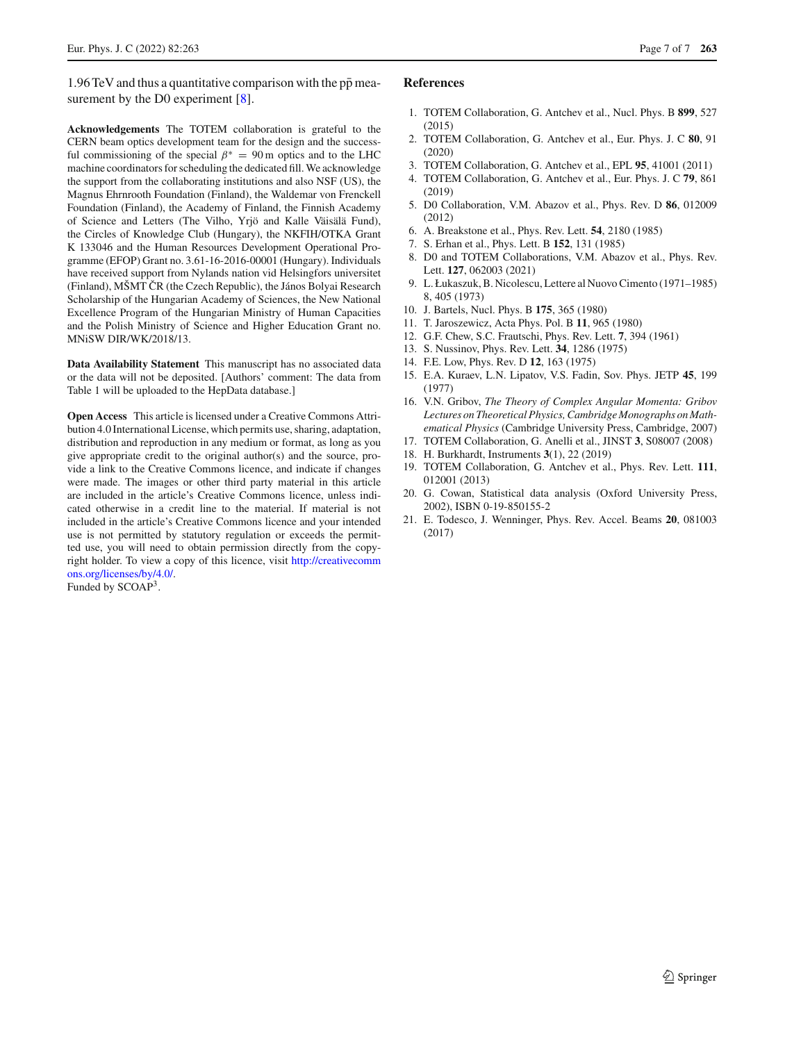1.96 TeV and thus a quantitative comparison with the $p\bar{p}$ measurement by the D0 experiment [8].

**Acknowledgements** The TOTEM collaboration is grateful to the CERN beam optics development team for the design and the successful commissioning of the special $\beta^* = 90$ m optics and to the LHC machine coordinators for scheduling the dedicated fill. We acknowledge the support from the collaborating institutions and also NSF (US), the Magnus Ehrnrooth Foundation (Finland), the Waldemar von Frenckell Foundation (Finland), the Academy of Finland, the Finnish Academy of Science and Letters (The Vilho, Yrjö and Kalle Väisälä Fund), the Circles of Knowledge Club (Hungary), the NKFIH/OTKA Grant K 133046 and the Human Resources Development Operational Programme (EFOP) Grant no. 3.61-16-2016-00001 (Hungary). Individuals have received support from Nylands nation vid Helsingfors universitet (Finland), MŠMT ČR (the Czech Republic), the János Bolyai Research Scholarship of the Hungarian Academy of Sciences, the New National Excellence Program of the Hungarian Ministry of Human Capacities and the Polish Ministry of Science and Higher Education Grant no. MNiSW DIR/WK/2018/13.

**Data Availability Statement** This manuscript has no associated data or the data will not be deposited. [Authors' comment: The data from Table 1 will be uploaded to the HepData database.]

**Open Access** This article is licensed under a Creative Commons Attribution 4.0 International License, which permits use, sharing, adaptation, distribution and reproduction in any medium or format, as long as you give appropriate credit to the original author(s) and the source, provide a link to the Creative Commons licence, and indicate if changes were made. The images or other third party material in this article are included in the article's Creative Commons licence, unless indicated otherwise in a credit line to the material. If material is not included in the article's Creative Commons licence and your intended use is not permitted by statutory regulation or exceeds the permitted use, you will need to obtain permission directly from the copyright holder. To view a copy of this licence, visit http://creativecommons.org/licenses/by/4.0/.
Funded by SCOAP[3].

## References

1. TOTEM Collaboration, G. Antchev et al., Nucl. Phys. B **899**, 527 (2015)
2. TOTEM Collaboration, G. Antchev et al., Eur. Phys. J. C **80**, 91 (2020)
3. TOTEM Collaboration, G. Antchev et al., EPL **95**, 41001 (2011)
4. TOTEM Collaboration, G. Antchev et al., Eur. Phys. J. C **79**, 861 (2019)
5. D0 Collaboration, V.M. Abazov et al., Phys. Rev. D **86**, 012009 (2012)
6. A. Breakstone et al., Phys. Rev. Lett. **54**, 2180 (1985)
7. S. Erhan et al., Phys. Lett. B **152**, 131 (1985)
8. D0 and TOTEM Collaborations, V.M. Abazov et al., Phys. Rev. Lett. **127**, 062003 (2021)
9. L. Łukaszuk, B. Nicolescu, Lettere al Nuovo Cimento (1971–1985) 8, 405 (1973)
10. J. Bartels, Nucl. Phys. B **175**, 365 (1980)
11. T. Jaroszewicz, Acta Phys. Pol. B **11**, 965 (1980)
12. G.F. Chew, S.C. Frautschi, Phys. Rev. Lett. **7**, 394 (1961)
13. S. Nussinov, Phys. Rev. Lett. **34**, 1286 (1975)
14. F.E. Low, Phys. Rev. D **12**, 163 (1975)
15. E.A. Kuraev, L.N. Lipatov, V.S. Fadin, Sov. Phys. JETP **45**, 199 (1977)
16. V.N. Gribov, *The Theory of Complex Angular Momenta: Gribov Lectures on Theoretical Physics, Cambridge Monographs on Mathematical Physics* (Cambridge University Press, Cambridge, 2007)
17. TOTEM Collaboration, G. Anelli et al., JINST **3**, S08007 (2008)
18. H. Burkhardt, Instruments **3**(1), 22 (2019)
19. TOTEM Collaboration, G. Antchev et al., Phys. Rev. Lett. **111**, 012001 (2013)
20. G. Cowan, Statistical data analysis (Oxford University Press, 2002), ISBN 0-19-850155-2
21. E. Todesco, J. Wenninger, Phys. Rev. Accel. Beams **20**, 081003 (2017)